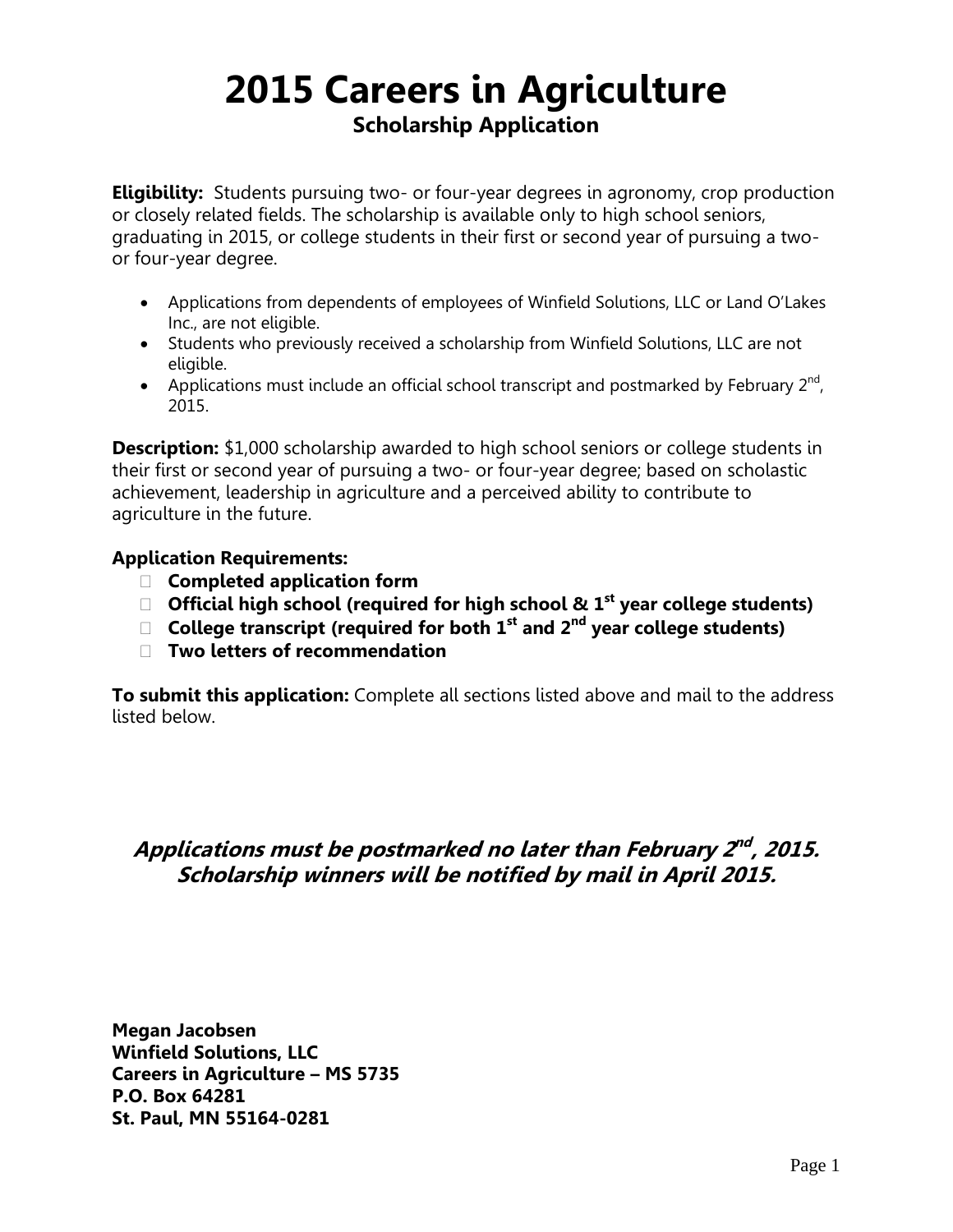# 2015 Careers in Agriculture

## Scholarship Application

**Eligibility:** Students pursuing two- or four-year degrees in agronomy, crop production or closely related fields. The scholarship is available only to high school seniors, graduating in 2015, or college students in their first or second year of pursuing a two- or four-year degree.

- Applications from dependents of employees of Winfield Solutions, LLC or Land O'Lakes Inc., are not eligible.
- Students who previously received a scholarship from Winfield Solutions, LLC are not eligible.
- Applications must include an official school transcript and postmarked by February 2nd, 2015.

**Description:** $1,000 scholarship awarded to high school seniors or college students in their first or second year of pursuing a two- or four-year degree; based on scholastic achievement, leadership in agriculture and a perceived ability to contribute to agriculture in the future.

**Application Requirements:**

- **Completed application form**
- **Official high school (required for high school & 1st year college students)**
- **College transcript (required for both 1st and 2nd year college students)**
- **Two letters of recommendation**

**To submit this application:** Complete all sections listed above and mail to the address listed below.

***Applications must be postmarked no later than February 2nd, 2015. Scholarship winners will be notified by mail in April 2015.***

**Megan Jacobsen**
**Winfield Solutions, LLC**
**Careers in Agriculture – MS 5735**
**P.O. Box 64281**
**St. Paul, MN 55164-0281**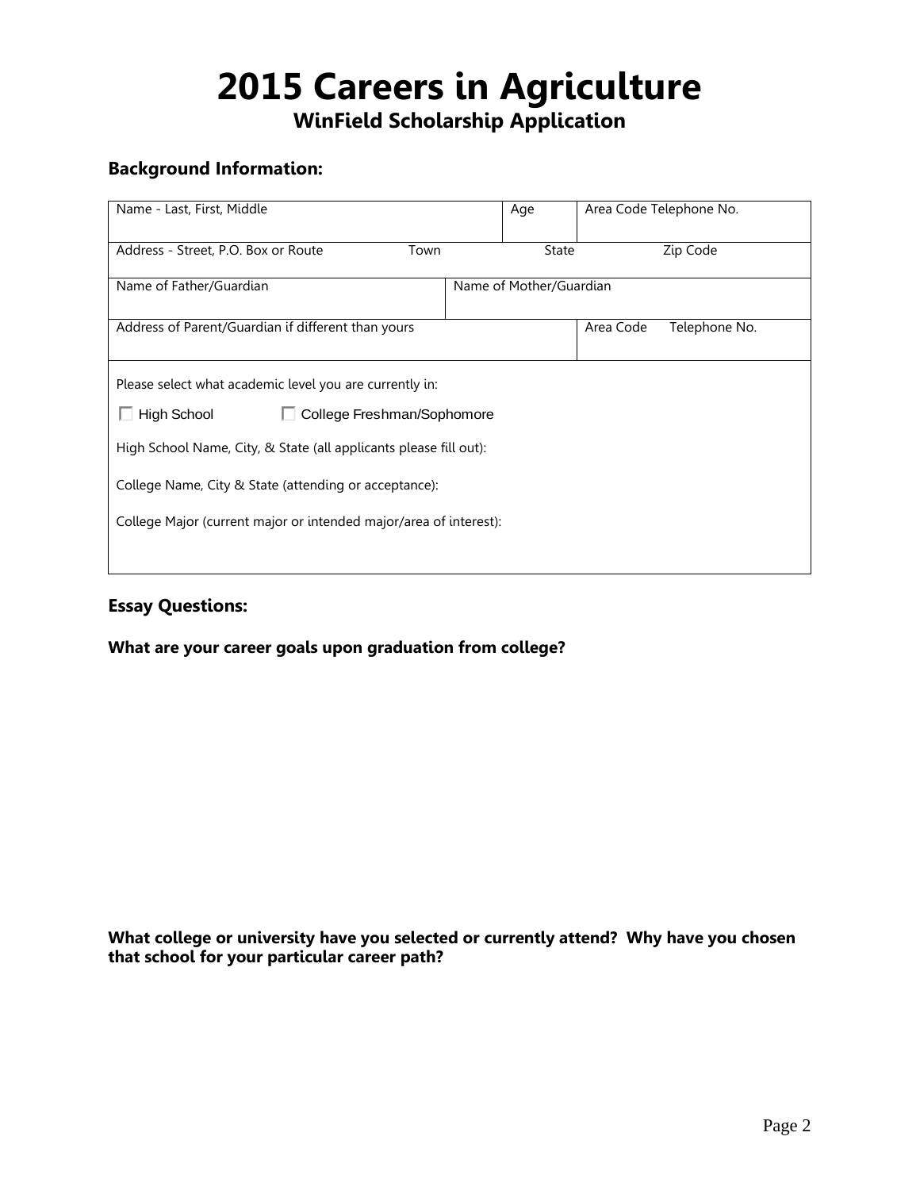# 2015 Careers in Agriculture

## WinField Scholarship Application

### Background Information:

| Name - Last, First, Middle | | Age | Area Code Telephone No. |
|---|---|---|---|
| Address - Street, P.O. Box or Route | Town | State | Zip Code |
| Name of Father/Guardian | Name of Mother/Guardian | | |
| Address of Parent/Guardian if different than yours | | | Area Code Telephone No. |

Please select what academic level you are currently in:

☐ High School ☐ College Freshman/Sophomore

High School Name, City, & State (all applicants please fill out):

College Name, City & State (attending or acceptance):

College Major (current major or intended major/area of interest):

### Essay Questions:

**What are your career goals upon graduation from college?**

**What college or university have you selected or currently attend? Why have you chosen that school for your particular career path?**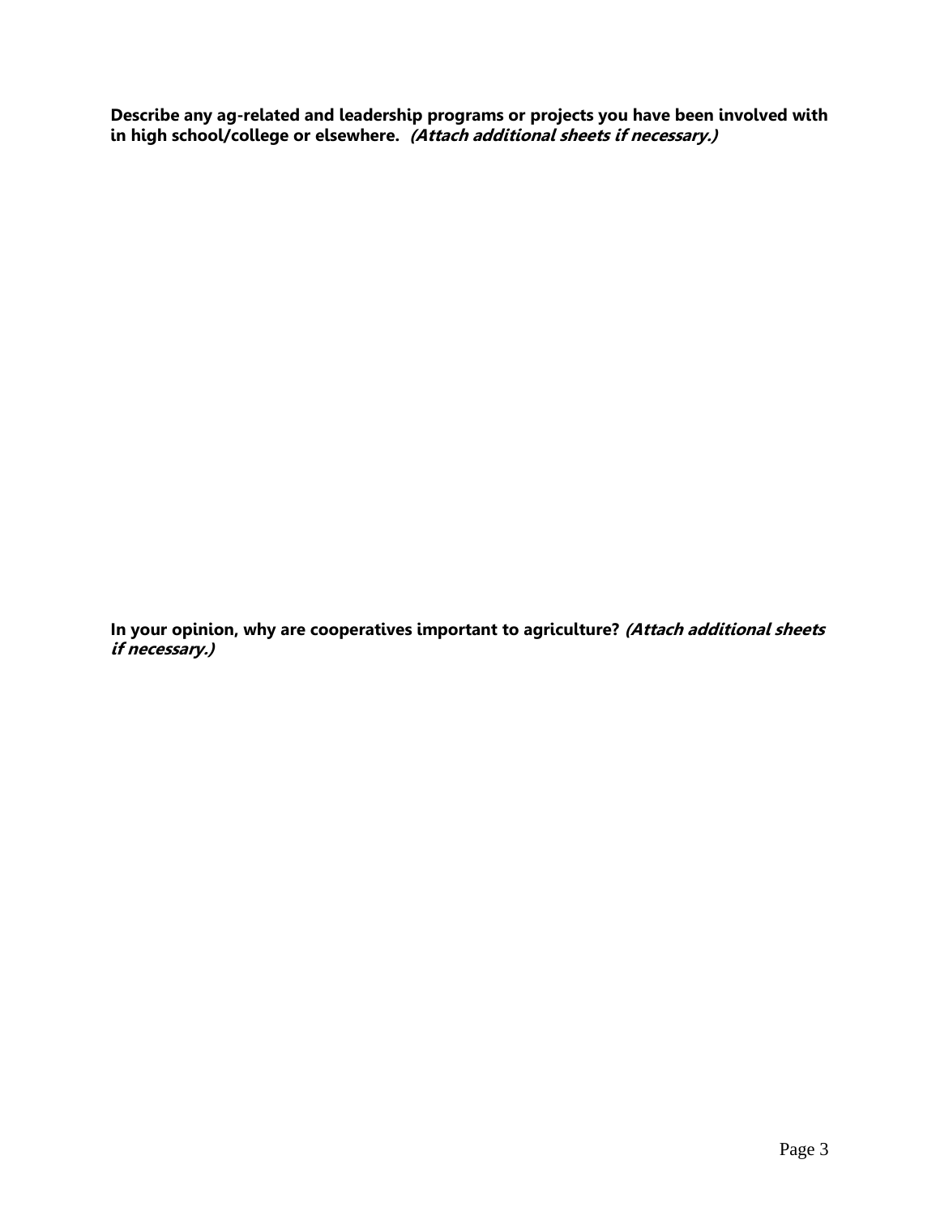**Describe any ag-related and leadership programs or projects you have been involved with in high school/college or elsewhere.** ***(Attach additional sheets if necessary.)***

**In your opinion, why are cooperatives important to agriculture?** ***(Attach additional sheets if necessary.)***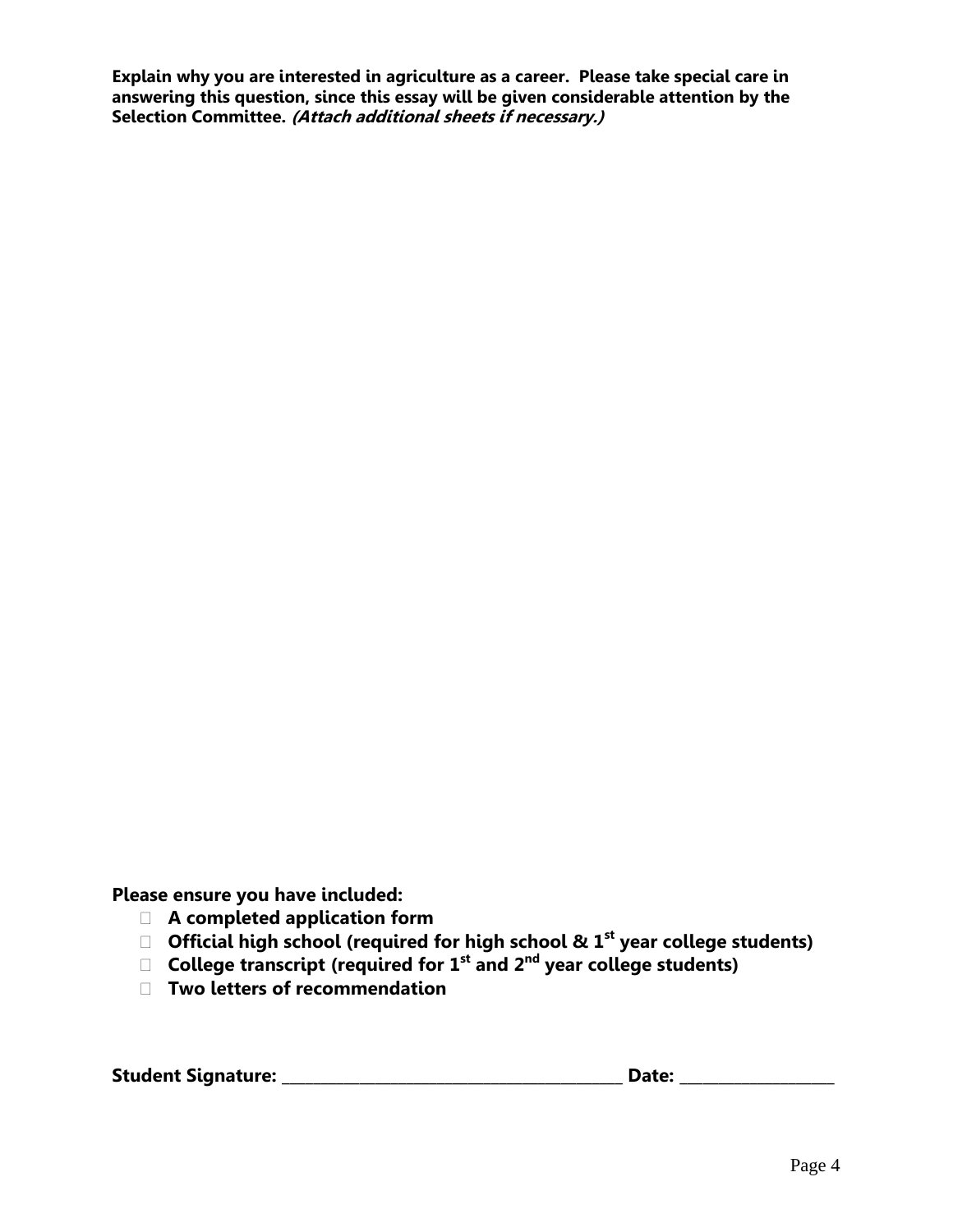**Explain why you are interested in agriculture as a career. Please take special care in answering this question, since this essay will be given considerable attention by the Selection Committee.** ***(Attach additional sheets if necessary.)***

**Please ensure you have included:**

- ☐ **A completed application form**
- ☐ **Official high school (required for high school & 1st year college students)**
- ☐ **College transcript (required for 1st and 2nd year college students)**
- ☐ **Two letters of recommendation**

**Student Signature:** ________________________________________ **Date:** __________________